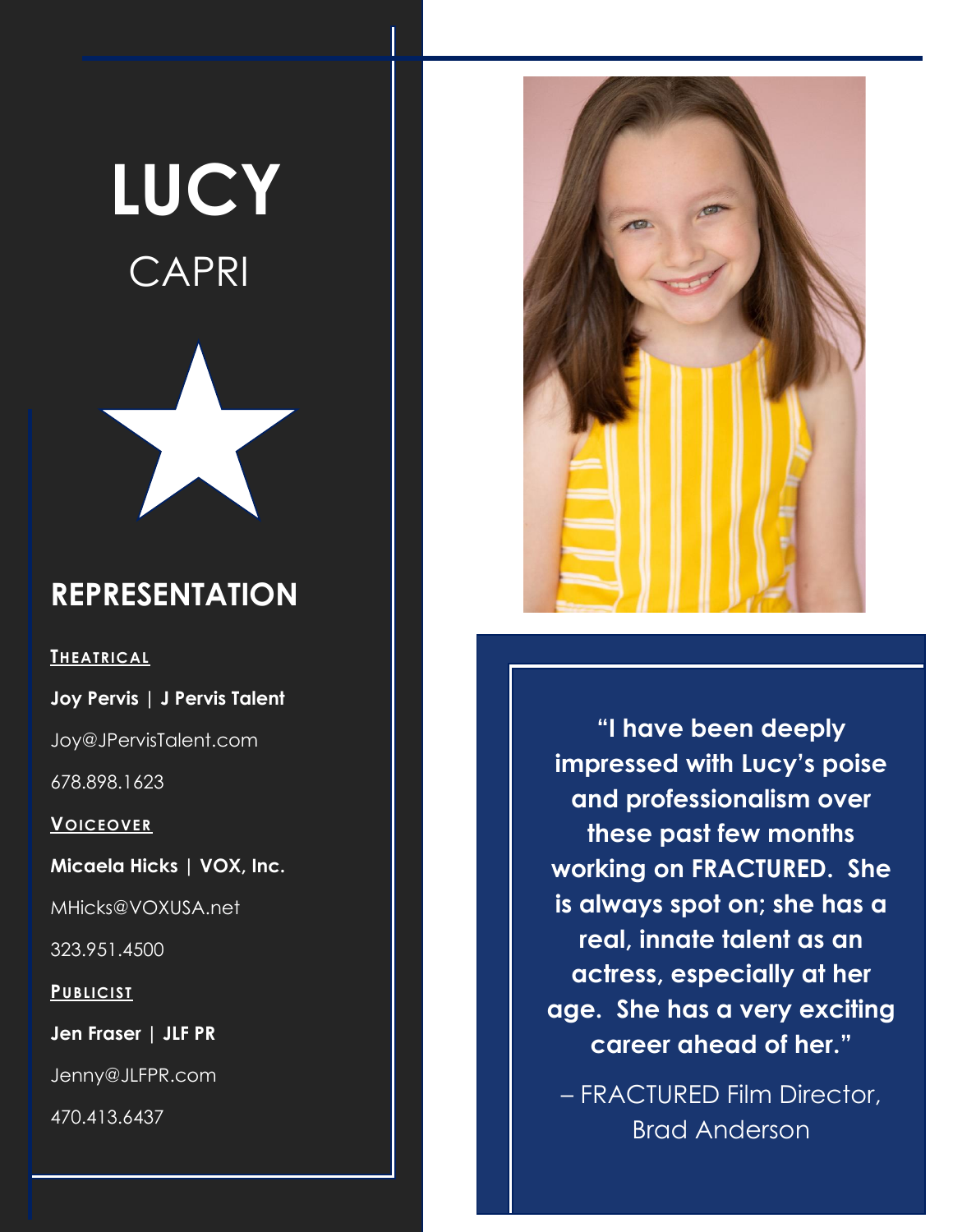# LUCY
## CAPRI

## REPRESENTATION

**THEATRICAL**

**Joy Pervis | J Pervis Talent**

Joy@JPervisTalent.com

678.898.1623

**VOICEOVER**

**Micaela Hicks | VOX, Inc.**

MHicks@VOXUSA.net

323.951.4500

**PUBLICIST**

**Jen Fraser | JLF PR**

Jenny@JLFPR.com

470.413.6437

**"I have been deeply impressed with Lucy's poise and professionalism over these past few months working on FRACTURED. She is always spot on; she has a real, innate talent as an actress, especially at her age. She has a very exciting career ahead of her."**

– FRACTURED Film Director, Brad Anderson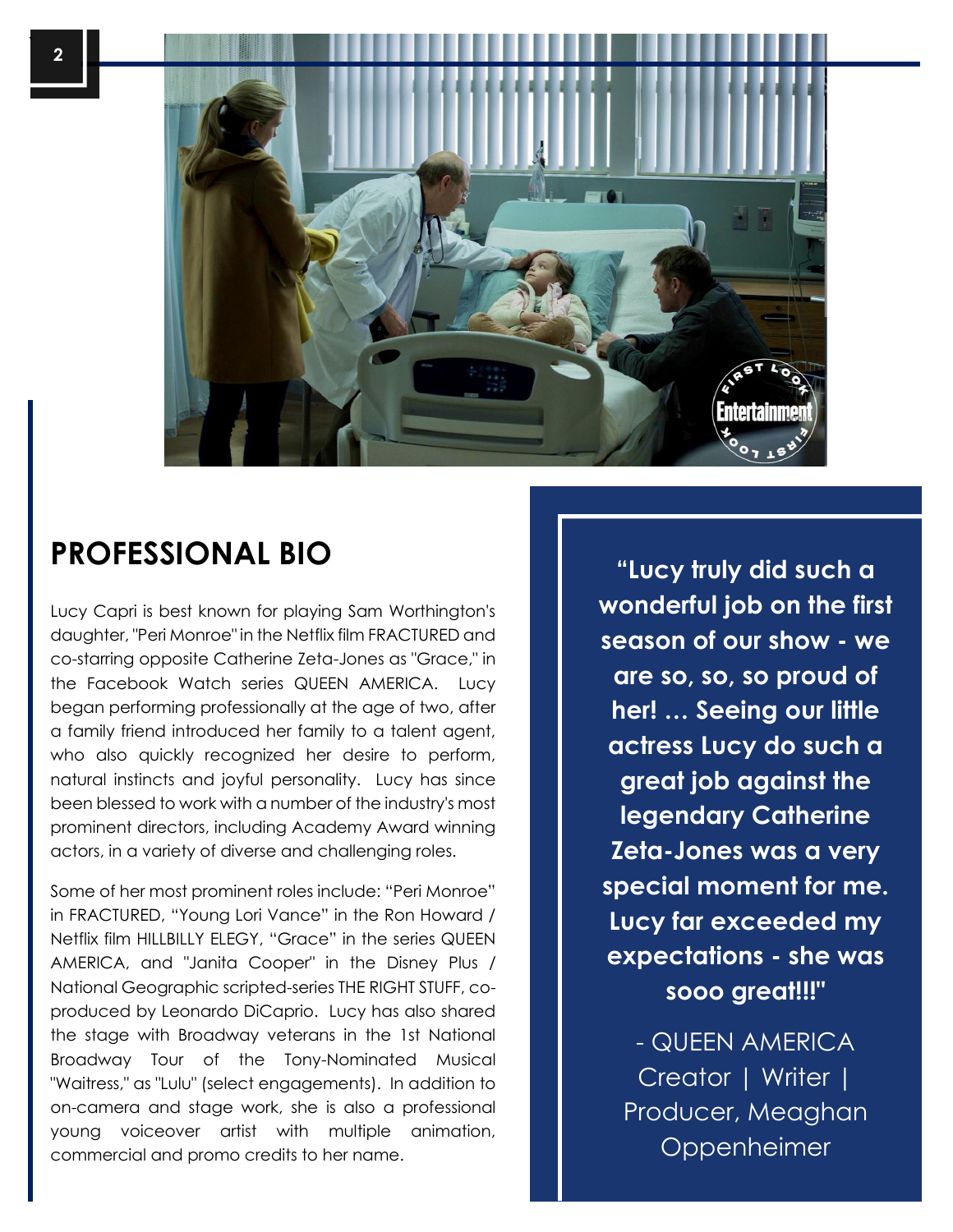## PROFESSIONAL BIO

Lucy Capri is best known for playing Sam Worthington's daughter, "Peri Monroe" in the Netflix film FRACTURED and co-starring opposite Catherine Zeta-Jones as "Grace," in the Facebook Watch series QUEEN AMERICA. Lucy began performing professionally at the age of two, after a family friend introduced her family to a talent agent, who also quickly recognized her desire to perform, natural instincts and joyful personality. Lucy has since been blessed to work with a number of the industry's most prominent directors, including Academy Award winning actors, in a variety of diverse and challenging roles.

Some of her most prominent roles include: "Peri Monroe" in FRACTURED, "Young Lori Vance" in the Ron Howard / Netflix film HILLBILLY ELEGY, "Grace" in the series QUEEN AMERICA, and "Janita Cooper" in the Disney Plus / National Geographic scripted-series THE RIGHT STUFF, co-produced by Leonardo DiCaprio. Lucy has also shared the stage with Broadway veterans in the 1st National Broadway Tour of the Tony-Nominated Musical "Waitress," as "Lulu" (select engagements). In addition to on-camera and stage work, she is also a professional young voiceover artist with multiple animation, commercial and promo credits to her name.

**"Lucy truly did such a wonderful job on the first season of our show - we are so, so proud of her! … Seeing our little actress Lucy do such a great job against the legendary Catherine Zeta-Jones was a very special moment for me. Lucy far exceeded my expectations - she was sooo great!!!"**

- QUEEN AMERICA Creator | Writer | Producer, Meaghan Oppenheimer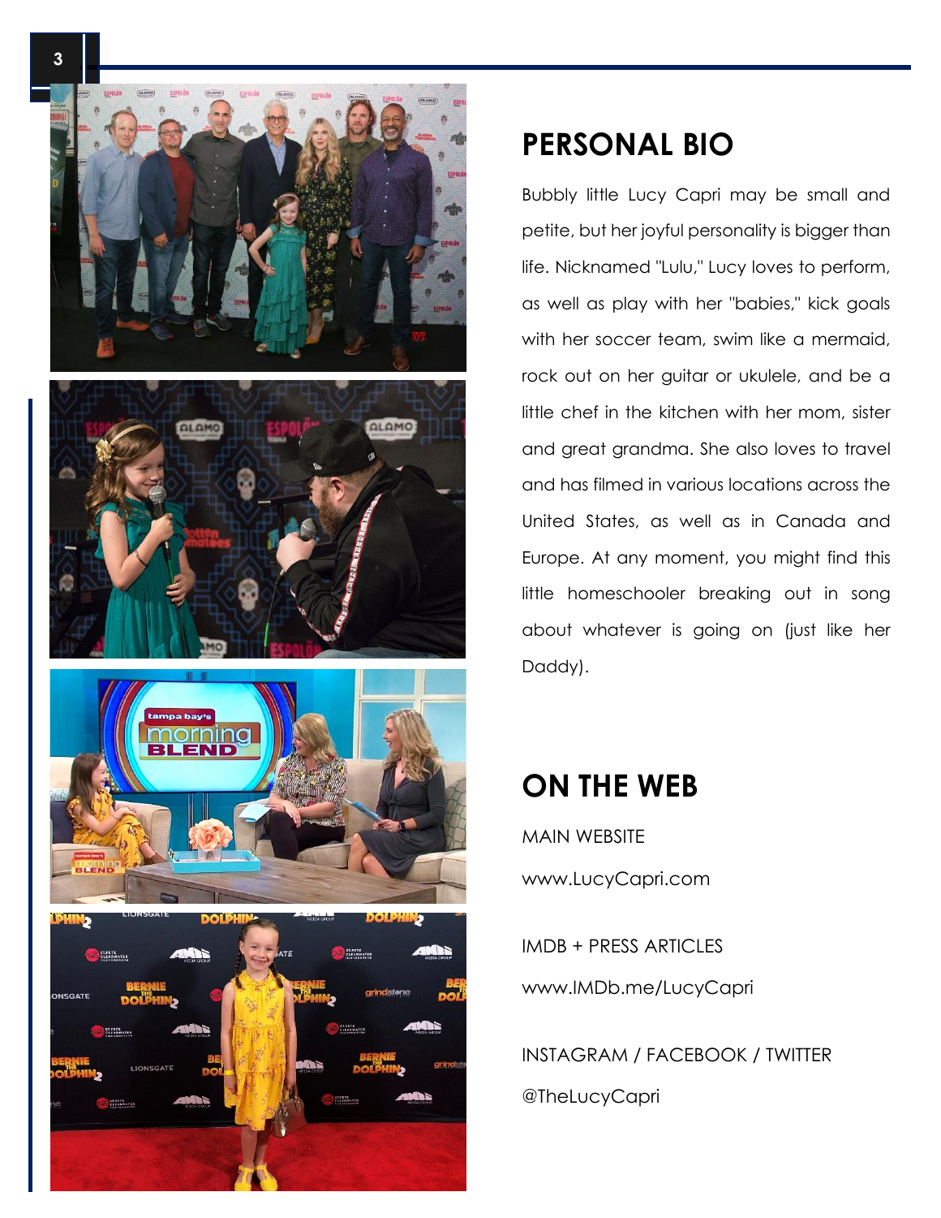## PERSONAL BIO

Bubbly little Lucy Capri may be small and petite, but her joyful personality is bigger than life. Nicknamed "Lulu," Lucy loves to perform, as well as play with her "babies," kick goals with her soccer team, swim like a mermaid, rock out on her guitar or ukulele, and be a little chef in the kitchen with her mom, sister and great grandma. She also loves to travel and has filmed in various locations across the United States, as well as in Canada and Europe. At any moment, you might find this little homeschooler breaking out in song about whatever is going on (just like her Daddy).

## ON THE WEB

MAIN WEBSITE

www.LucyCapri.com

IMDB + PRESS ARTICLES

www.IMDb.me/LucyCapri

INSTAGRAM / FACEBOOK / TWITTER

@TheLucyCapri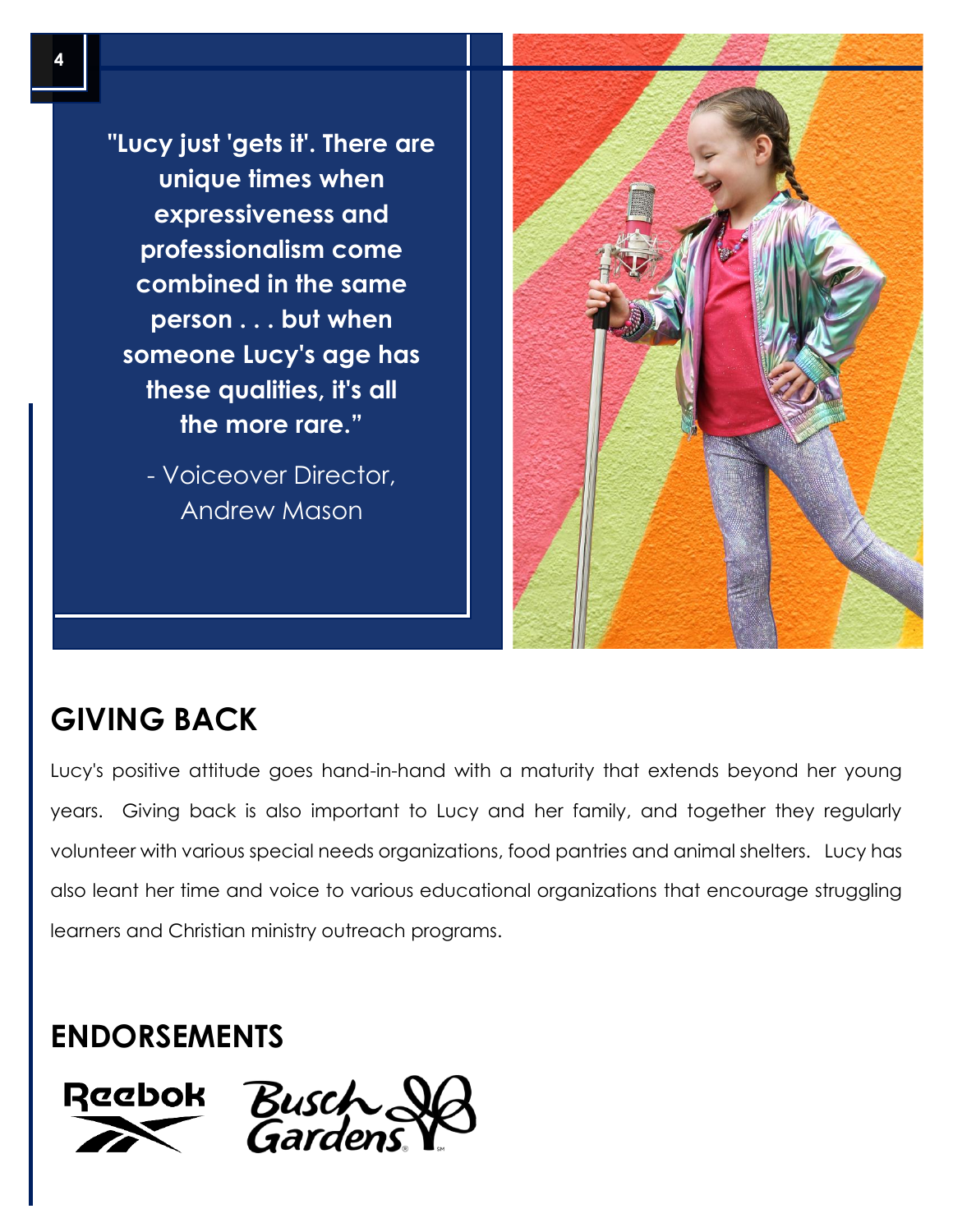**"Lucy just 'gets it'. There are unique times when expressiveness and professionalism come combined in the same person . . . but when someone Lucy's age has these qualities, it's all the more rare."**

- Voiceover Director, Andrew Mason

## GIVING BACK

Lucy's positive attitude goes hand-in-hand with a maturity that extends beyond her young years. Giving back is also important to Lucy and her family, and together they regularly volunteer with various special needs organizations, food pantries and animal shelters. Lucy has also leant her time and voice to various educational organizations that encourage struggling learners and Christian ministry outreach programs.

## ENDORSEMENTS

Reebok

Busch Gardens